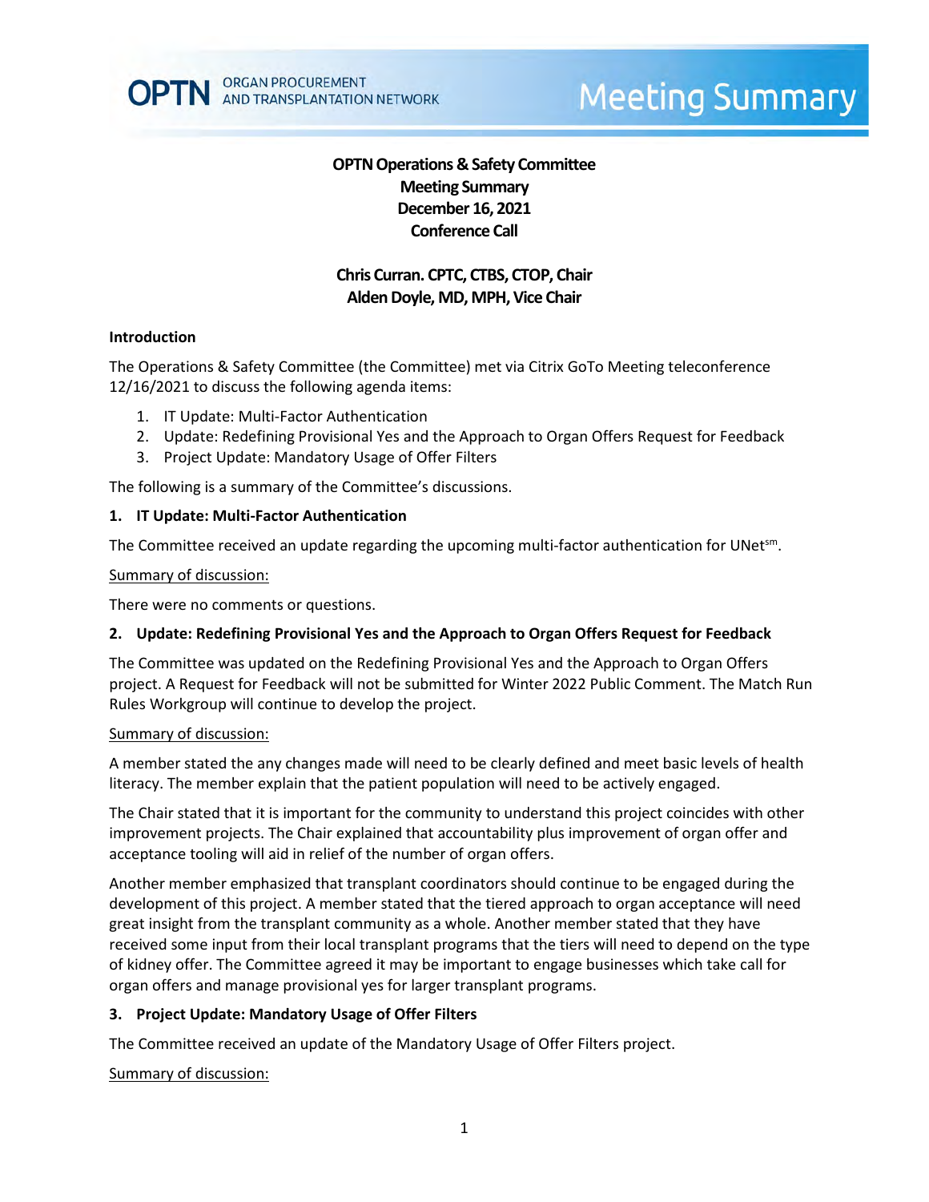# OPTN Operations & Safety Committee
# Meeting Summary
# December 16, 2021
# Conference Call

**Chris Curran. CPTC, CTBS, CTOP, Chair**
**Alden Doyle, MD, MPH, Vice Chair**

### Introduction

The Operations & Safety Committee (the Committee) met via Citrix GoTo Meeting teleconference 12/16/2021 to discuss the following agenda items:

1. IT Update: Multi-Factor Authentication
2. Update: Redefining Provisional Yes and the Approach to Organ Offers Request for Feedback
3. Project Update: Mandatory Usage of Offer Filters

The following is a summary of the Committee's discussions.

### 1. IT Update: Multi-Factor Authentication

The Committee received an update regarding the upcoming multi-factor authentication for UNet[sm].

Summary of discussion:

There were no comments or questions.

### 2. Update: Redefining Provisional Yes and the Approach to Organ Offers Request for Feedback

The Committee was updated on the Redefining Provisional Yes and the Approach to Organ Offers project. A Request for Feedback will not be submitted for Winter 2022 Public Comment. The Match Run Rules Workgroup will continue to develop the project.

Summary of discussion:

A member stated the any changes made will need to be clearly defined and meet basic levels of health literacy. The member explain that the patient population will need to be actively engaged.

The Chair stated that it is important for the community to understand this project coincides with other improvement projects. The Chair explained that accountability plus improvement of organ offer and acceptance tooling will aid in relief of the number of organ offers.

Another member emphasized that transplant coordinators should continue to be engaged during the development of this project. A member stated that the tiered approach to organ acceptance will need great insight from the transplant community as a whole. Another member stated that they have received some input from their local transplant programs that the tiers will need to depend on the type of kidney offer. The Committee agreed it may be important to engage businesses which take call for organ offers and manage provisional yes for larger transplant programs.

### 3. Project Update: Mandatory Usage of Offer Filters

The Committee received an update of the Mandatory Usage of Offer Filters project.

Summary of discussion: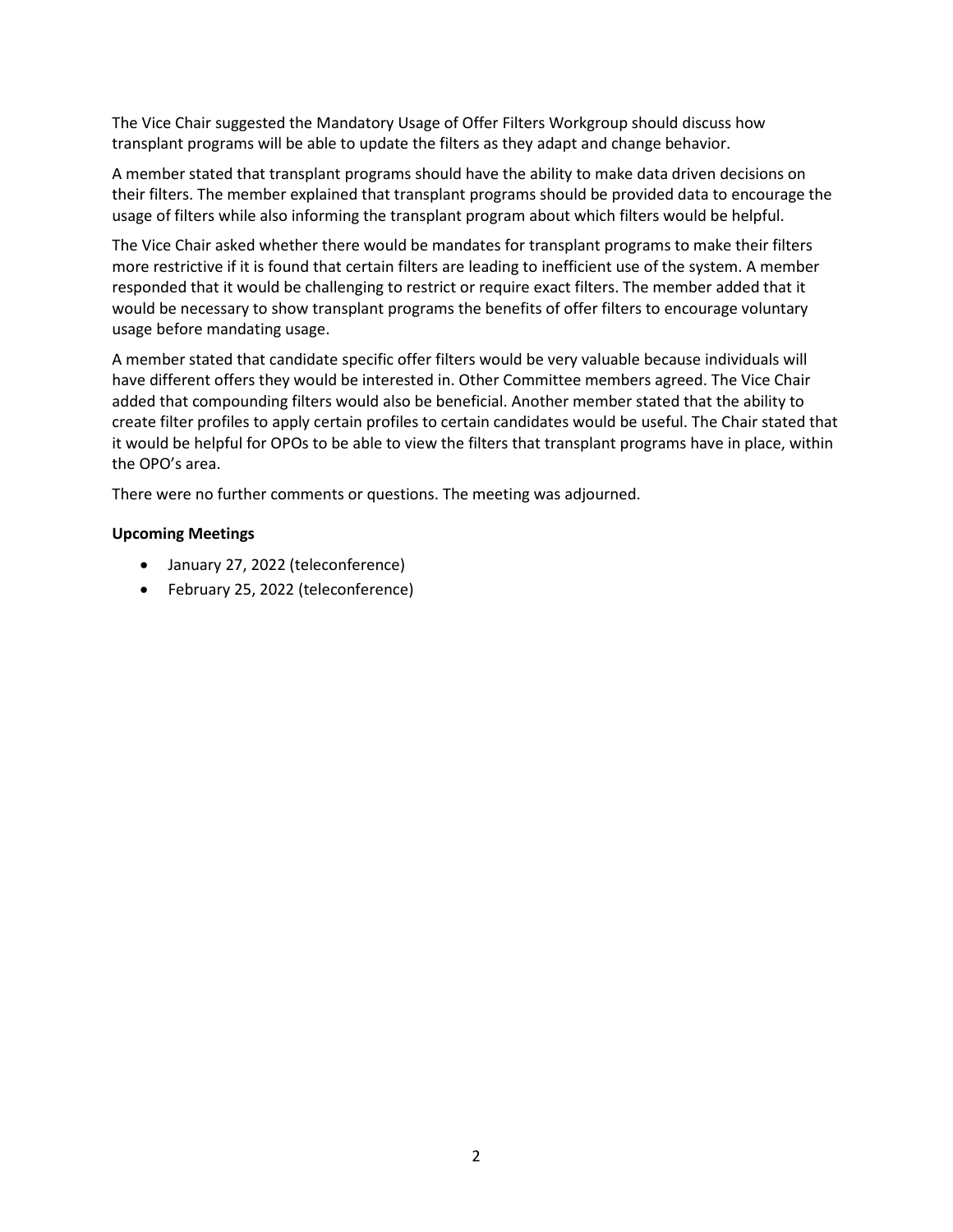The Vice Chair suggested the Mandatory Usage of Offer Filters Workgroup should discuss how transplant programs will be able to update the filters as they adapt and change behavior.

A member stated that transplant programs should have the ability to make data driven decisions on their filters. The member explained that transplant programs should be provided data to encourage the usage of filters while also informing the transplant program about which filters would be helpful.

The Vice Chair asked whether there would be mandates for transplant programs to make their filters more restrictive if it is found that certain filters are leading to inefficient use of the system. A member responded that it would be challenging to restrict or require exact filters. The member added that it would be necessary to show transplant programs the benefits of offer filters to encourage voluntary usage before mandating usage.

A member stated that candidate specific offer filters would be very valuable because individuals will have different offers they would be interested in. Other Committee members agreed. The Vice Chair added that compounding filters would also be beneficial. Another member stated that the ability to create filter profiles to apply certain profiles to certain candidates would be useful. The Chair stated that it would be helpful for OPOs to be able to view the filters that transplant programs have in place, within the OPO's area.

There were no further comments or questions. The meeting was adjourned.

**Upcoming Meetings**

- January 27, 2022 (teleconference)
- February 25, 2022 (teleconference)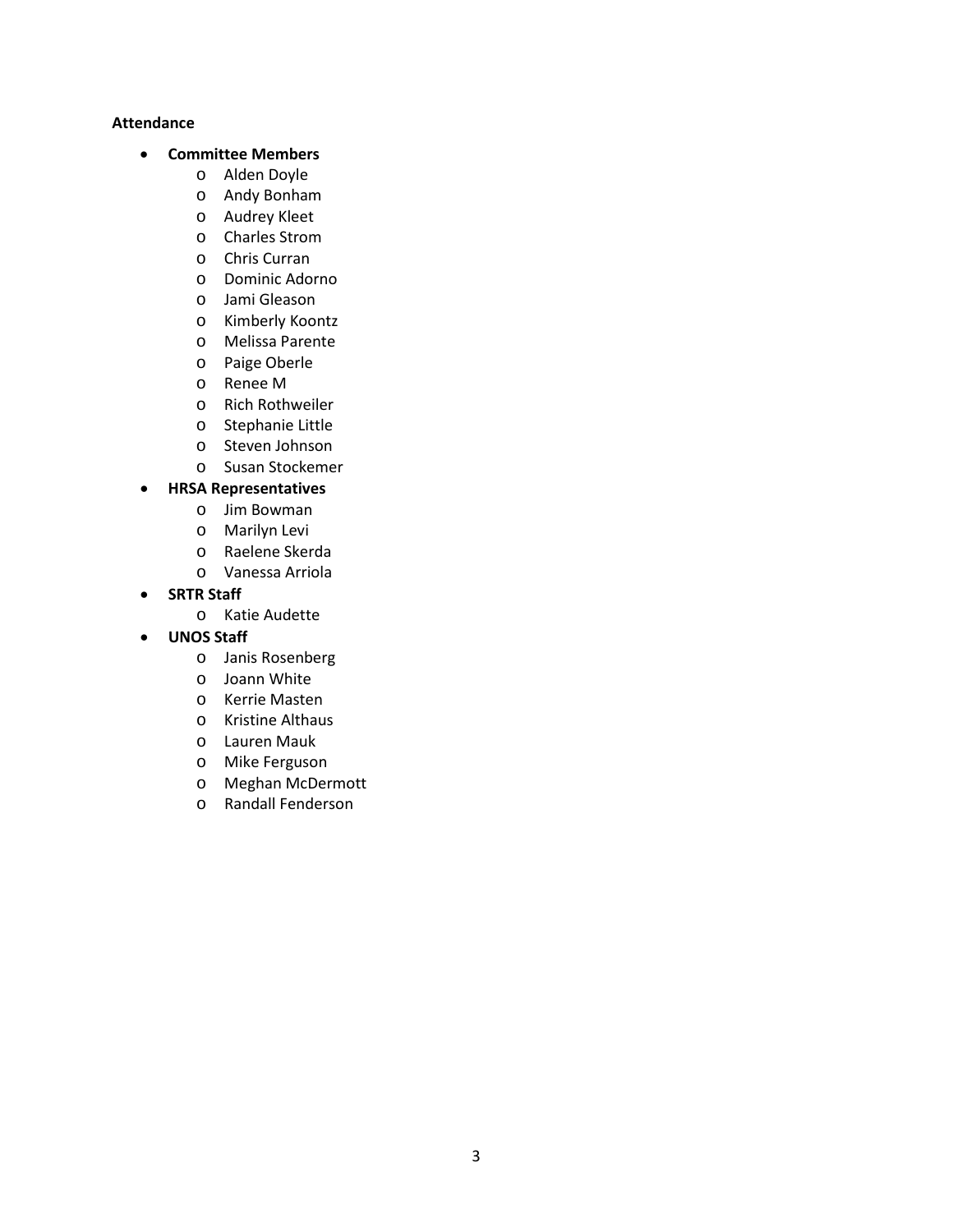**Attendance**

- **Committee Members**
  - Alden Doyle
  - Andy Bonham
  - Audrey Kleet
  - Charles Strom
  - Chris Curran
  - Dominic Adorno
  - Jami Gleason
  - Kimberly Koontz
  - Melissa Parente
  - Paige Oberle
  - Renee M
  - Rich Rothweiler
  - Stephanie Little
  - Steven Johnson
  - Susan Stockemer
- **HRSA Representatives**
  - Jim Bowman
  - Marilyn Levi
  - Raelene Skerda
  - Vanessa Arriola
- **SRTR Staff**
  - Katie Audette
- **UNOS Staff**
  - Janis Rosenberg
  - Joann White
  - Kerrie Masten
  - Kristine Althaus
  - Lauren Mauk
  - Mike Ferguson
  - Meghan McDermott
  - Randall Fenderson